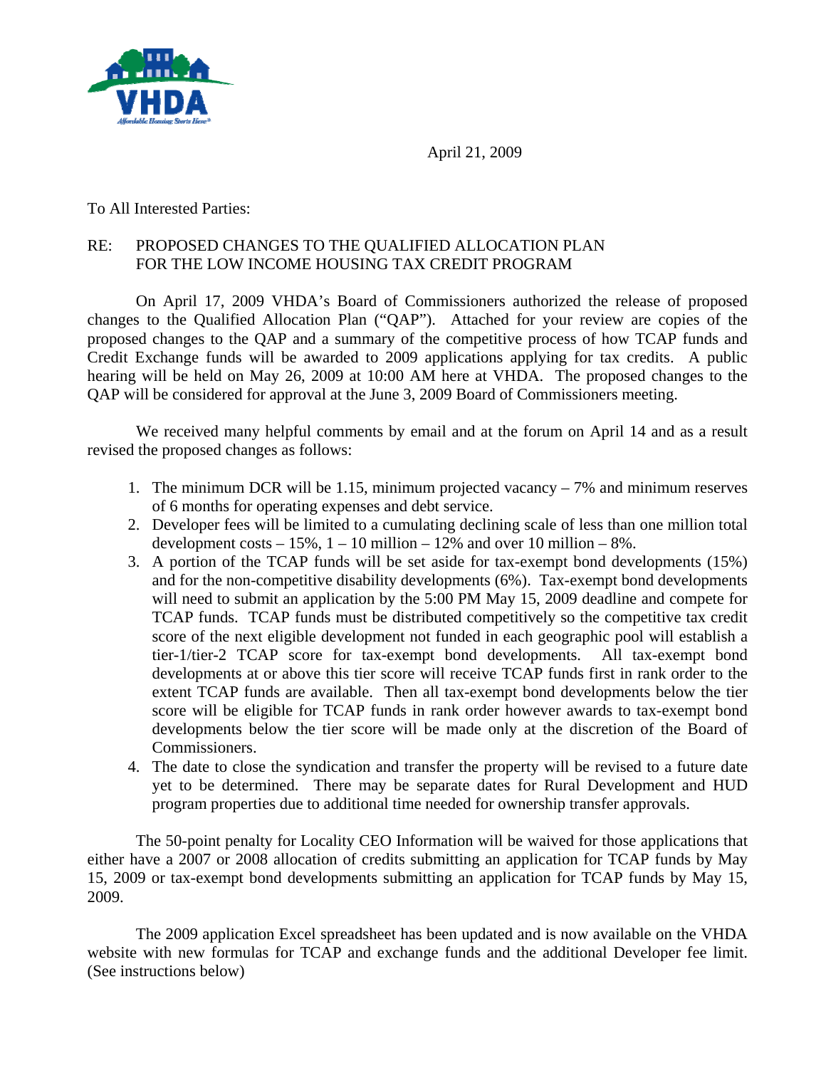April 21, 2009

To All Interested Parties:

RE: PROPOSED CHANGES TO THE QUALIFIED ALLOCATION PLAN FOR THE LOW INCOME HOUSING TAX CREDIT PROGRAM

On April 17, 2009 VHDA's Board of Commissioners authorized the release of proposed changes to the Qualified Allocation Plan ("QAP"). Attached for your review are copies of the proposed changes to the QAP and a summary of the competitive process of how TCAP funds and Credit Exchange funds will be awarded to 2009 applications applying for tax credits. A public hearing will be held on May 26, 2009 at 10:00 AM here at VHDA. The proposed changes to the QAP will be considered for approval at the June 3, 2009 Board of Commissioners meeting.

We received many helpful comments by email and at the forum on April 14 and as a result revised the proposed changes as follows:

1. The minimum DCR will be 1.15, minimum projected vacancy – 7% and minimum reserves of 6 months for operating expenses and debt service.
2. Developer fees will be limited to a cumulating declining scale of less than one million total development costs – 15%, 1 – 10 million – 12% and over 10 million – 8%.
3. A portion of the TCAP funds will be set aside for tax-exempt bond developments (15%) and for the non-competitive disability developments (6%). Tax-exempt bond developments will need to submit an application by the 5:00 PM May 15, 2009 deadline and compete for TCAP funds. TCAP funds must be distributed competitively so the competitive tax credit score of the next eligible development not funded in each geographic pool will establish a tier-1/tier-2 TCAP score for tax-exempt bond developments. All tax-exempt bond developments at or above this tier score will receive TCAP funds first in rank order to the extent TCAP funds are available. Then all tax-exempt bond developments below the tier score will be eligible for TCAP funds in rank order however awards to tax-exempt bond developments below the tier score will be made only at the discretion of the Board of Commissioners.
4. The date to close the syndication and transfer the property will be revised to a future date yet to be determined. There may be separate dates for Rural Development and HUD program properties due to additional time needed for ownership transfer approvals.

The 50-point penalty for Locality CEO Information will be waived for those applications that either have a 2007 or 2008 allocation of credits submitting an application for TCAP funds by May 15, 2009 or tax-exempt bond developments submitting an application for TCAP funds by May 15, 2009.

The 2009 application Excel spreadsheet has been updated and is now available on the VHDA website with new formulas for TCAP and exchange funds and the additional Developer fee limit. (See instructions below)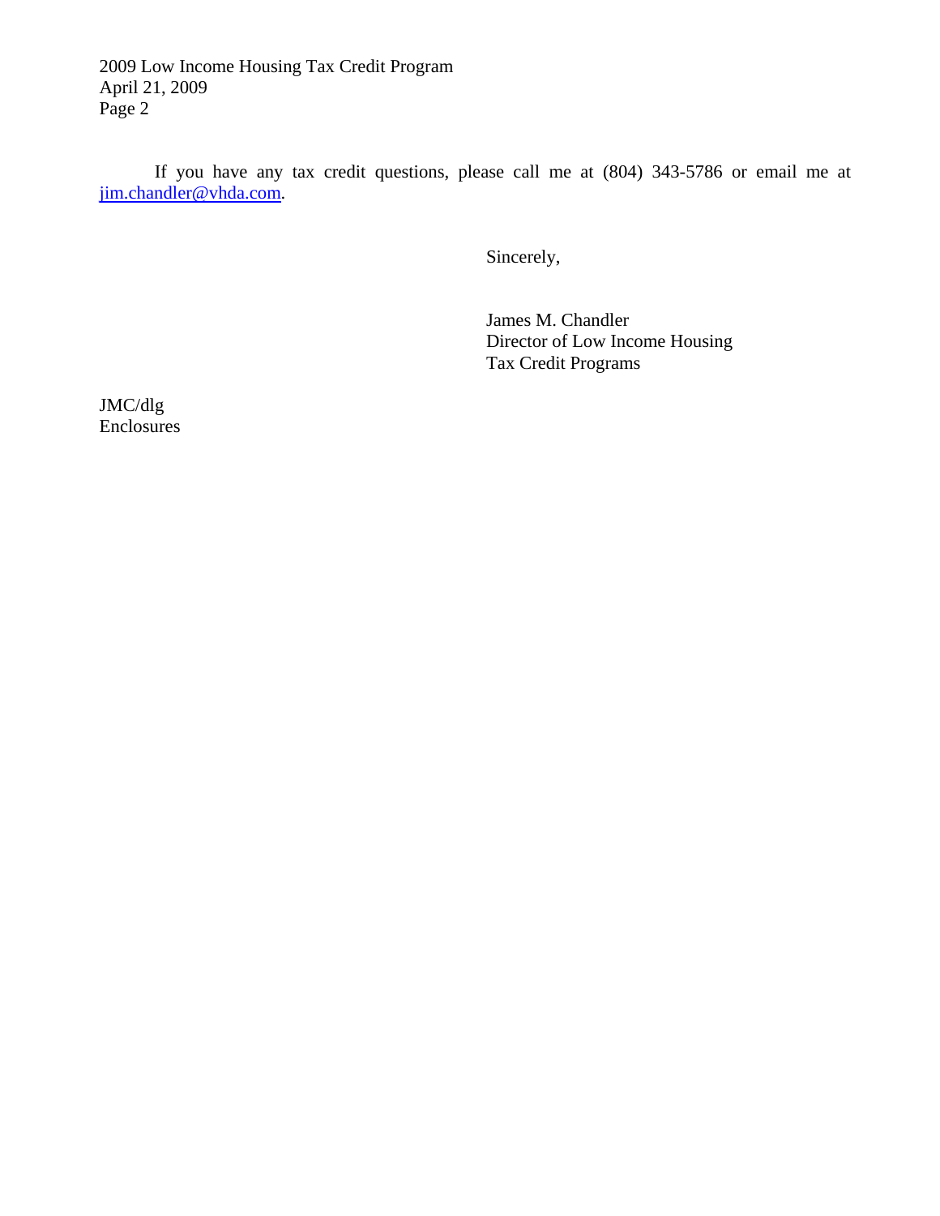If you have any tax credit questions, please call me at (804) 343-5786 or email me at jim.chandler@vhda.com.

Sincerely,

James M. Chandler
Director of Low Income Housing
Tax Credit Programs

JMC/dlg
Enclosures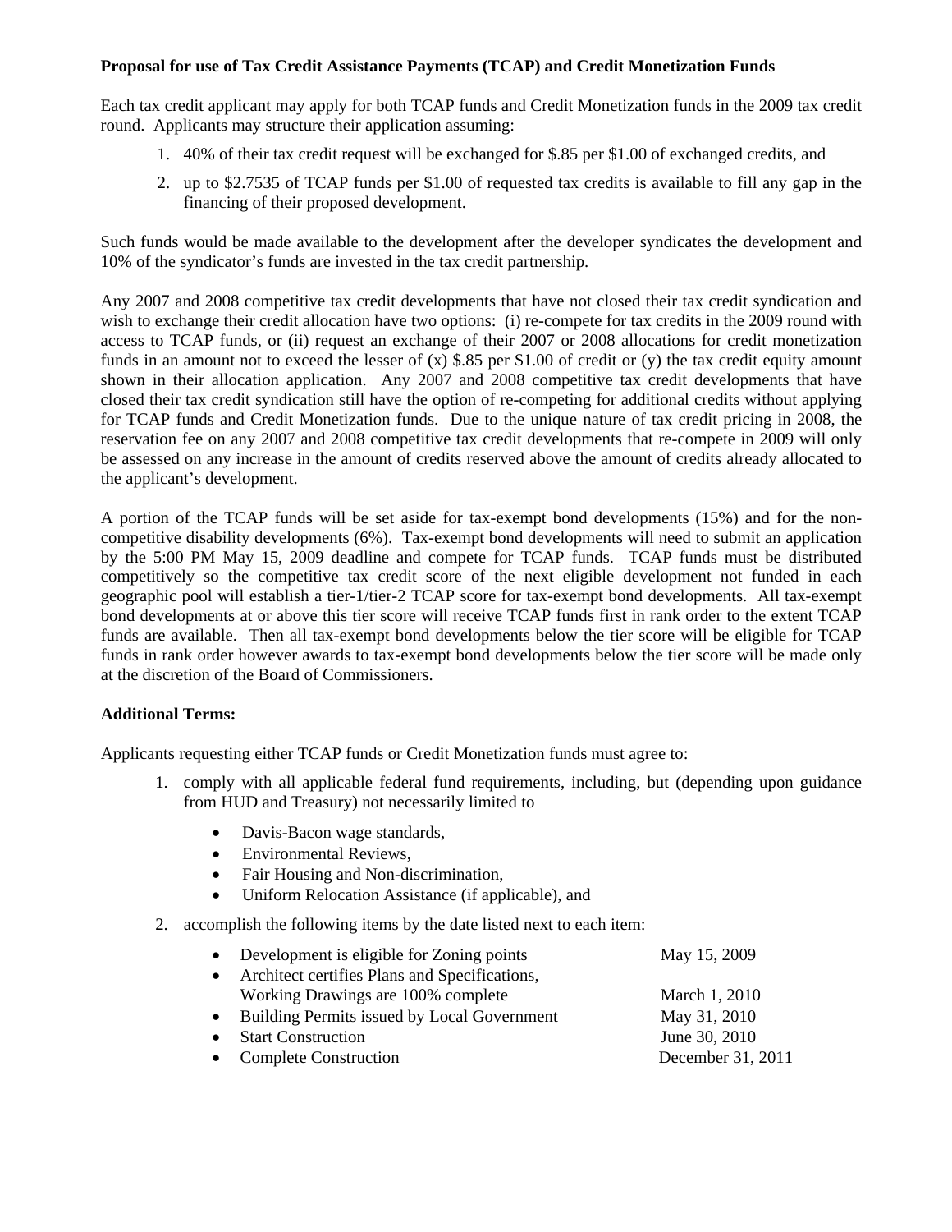**Proposal for use of Tax Credit Assistance Payments (TCAP) and Credit Monetization Funds**

Each tax credit applicant may apply for both TCAP funds and Credit Monetization funds in the 2009 tax credit round. Applicants may structure their application assuming:

1. 40% of their tax credit request will be exchanged for $.85 per $1.00 of exchanged credits, and
2. up to $2.7535 of TCAP funds per $1.00 of requested tax credits is available to fill any gap in the financing of their proposed development.

Such funds would be made available to the development after the developer syndicates the development and 10% of the syndicator's funds are invested in the tax credit partnership.

Any 2007 and 2008 competitive tax credit developments that have not closed their tax credit syndication and wish to exchange their credit allocation have two options: (i) re-compete for tax credits in the 2009 round with access to TCAP funds, or (ii) request an exchange of their 2007 or 2008 allocations for credit monetization funds in an amount not to exceed the lesser of (x) $.85 per $1.00 of credit or (y) the tax credit equity amount shown in their allocation application. Any 2007 and 2008 competitive tax credit developments that have closed their tax credit syndication still have the option of re-competing for additional credits without applying for TCAP funds and Credit Monetization funds. Due to the unique nature of tax credit pricing in 2008, the reservation fee on any 2007 and 2008 competitive tax credit developments that re-compete in 2009 will only be assessed on any increase in the amount of credits reserved above the amount of credits already allocated to the applicant's development.

A portion of the TCAP funds will be set aside for tax-exempt bond developments (15%) and for the non-competitive disability developments (6%). Tax-exempt bond developments will need to submit an application by the 5:00 PM May 15, 2009 deadline and compete for TCAP funds. TCAP funds must be distributed competitively so the competitive tax credit score of the next eligible development not funded in each geographic pool will establish a tier-1/tier-2 TCAP score for tax-exempt bond developments. All tax-exempt bond developments at or above this tier score will receive TCAP funds first in rank order to the extent TCAP funds are available. Then all tax-exempt bond developments below the tier score will be eligible for TCAP funds in rank order however awards to tax-exempt bond developments below the tier score will be made only at the discretion of the Board of Commissioners.

**Additional Terms:**

Applicants requesting either TCAP funds or Credit Monetization funds must agree to:

1. comply with all applicable federal fund requirements, including, but (depending upon guidance from HUD and Treasury) not necessarily limited to
   - Davis-Bacon wage standards,
   - Environmental Reviews,
   - Fair Housing and Non-discrimination,
   - Uniform Relocation Assistance (if applicable), and
2. accomplish the following items by the date listed next to each item:
   - Development is eligible for Zoning points — May 15, 2009
   - Architect certifies Plans and Specifications, Working Drawings are 100% complete — March 1, 2010
   - Building Permits issued by Local Government — May 31, 2010
   - Start Construction — June 30, 2010
   - Complete Construction — December 31, 2011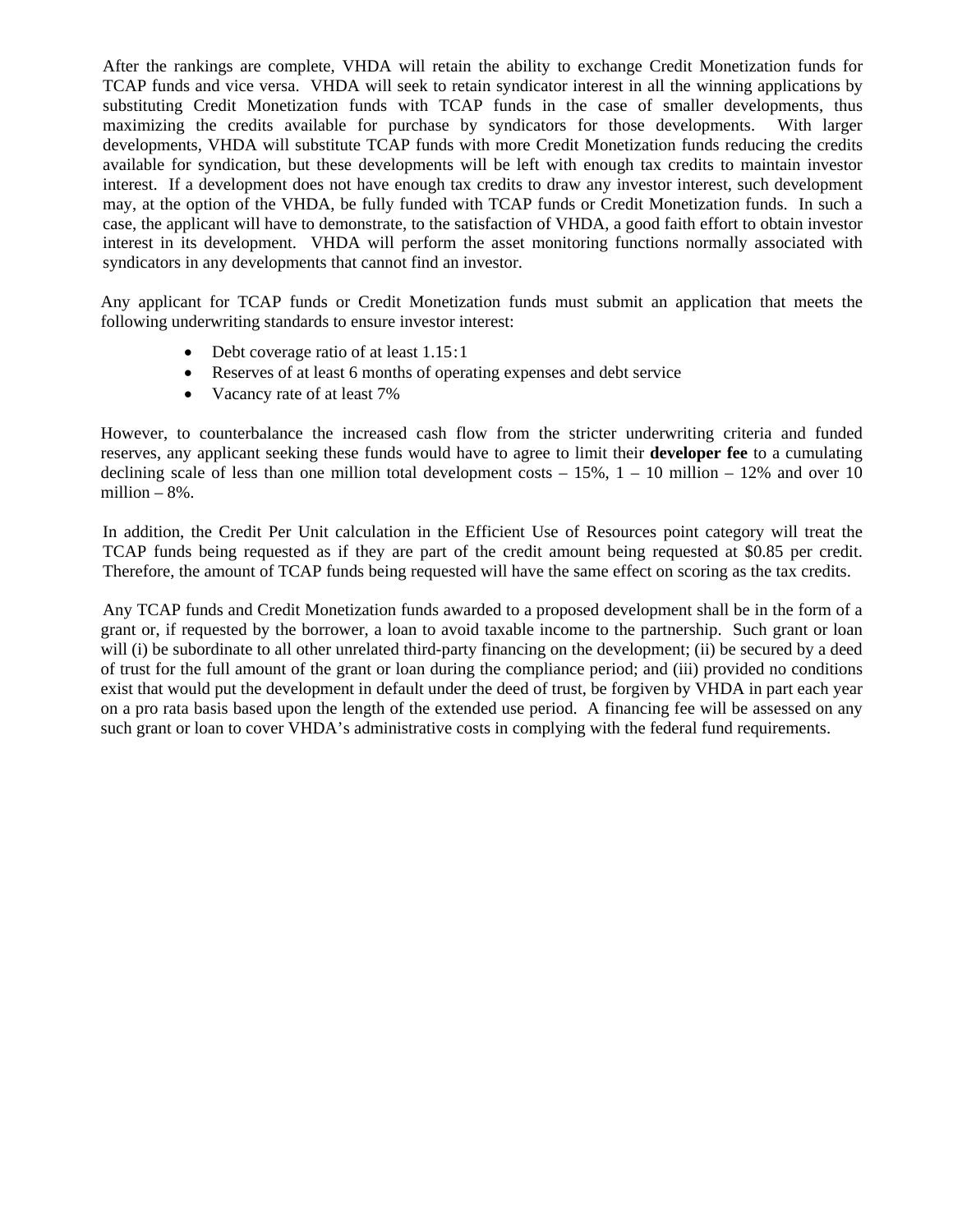After the rankings are complete, VHDA will retain the ability to exchange Credit Monetization funds for TCAP funds and vice versa. VHDA will seek to retain syndicator interest in all the winning applications by substituting Credit Monetization funds with TCAP funds in the case of smaller developments, thus maximizing the credits available for purchase by syndicators for those developments. With larger developments, VHDA will substitute TCAP funds with more Credit Monetization funds reducing the credits available for syndication, but these developments will be left with enough tax credits to maintain investor interest. If a development does not have enough tax credits to draw any investor interest, such development may, at the option of the VHDA, be fully funded with TCAP funds or Credit Monetization funds. In such a case, the applicant will have to demonstrate, to the satisfaction of VHDA, a good faith effort to obtain investor interest in its development. VHDA will perform the asset monitoring functions normally associated with syndicators in any developments that cannot find an investor.

Any applicant for TCAP funds or Credit Monetization funds must submit an application that meets the following underwriting standards to ensure investor interest:

- Debt coverage ratio of at least 1.15:1
- Reserves of at least 6 months of operating expenses and debt service
- Vacancy rate of at least 7%

However, to counterbalance the increased cash flow from the stricter underwriting criteria and funded reserves, any applicant seeking these funds would have to agree to limit their **developer fee** to a cumulating declining scale of less than one million total development costs – 15%, 1 – 10 million – 12% and over 10 million – 8%.

In addition, the Credit Per Unit calculation in the Efficient Use of Resources point category will treat the TCAP funds being requested as if they are part of the credit amount being requested at $0.85 per credit. Therefore, the amount of TCAP funds being requested will have the same effect on scoring as the tax credits.

Any TCAP funds and Credit Monetization funds awarded to a proposed development shall be in the form of a grant or, if requested by the borrower, a loan to avoid taxable income to the partnership. Such grant or loan will (i) be subordinate to all other unrelated third-party financing on the development; (ii) be secured by a deed of trust for the full amount of the grant or loan during the compliance period; and (iii) provided no conditions exist that would put the development in default under the deed of trust, be forgiven by VHDA in part each year on a pro rata basis based upon the length of the extended use period. A financing fee will be assessed on any such grant or loan to cover VHDA's administrative costs in complying with the federal fund requirements.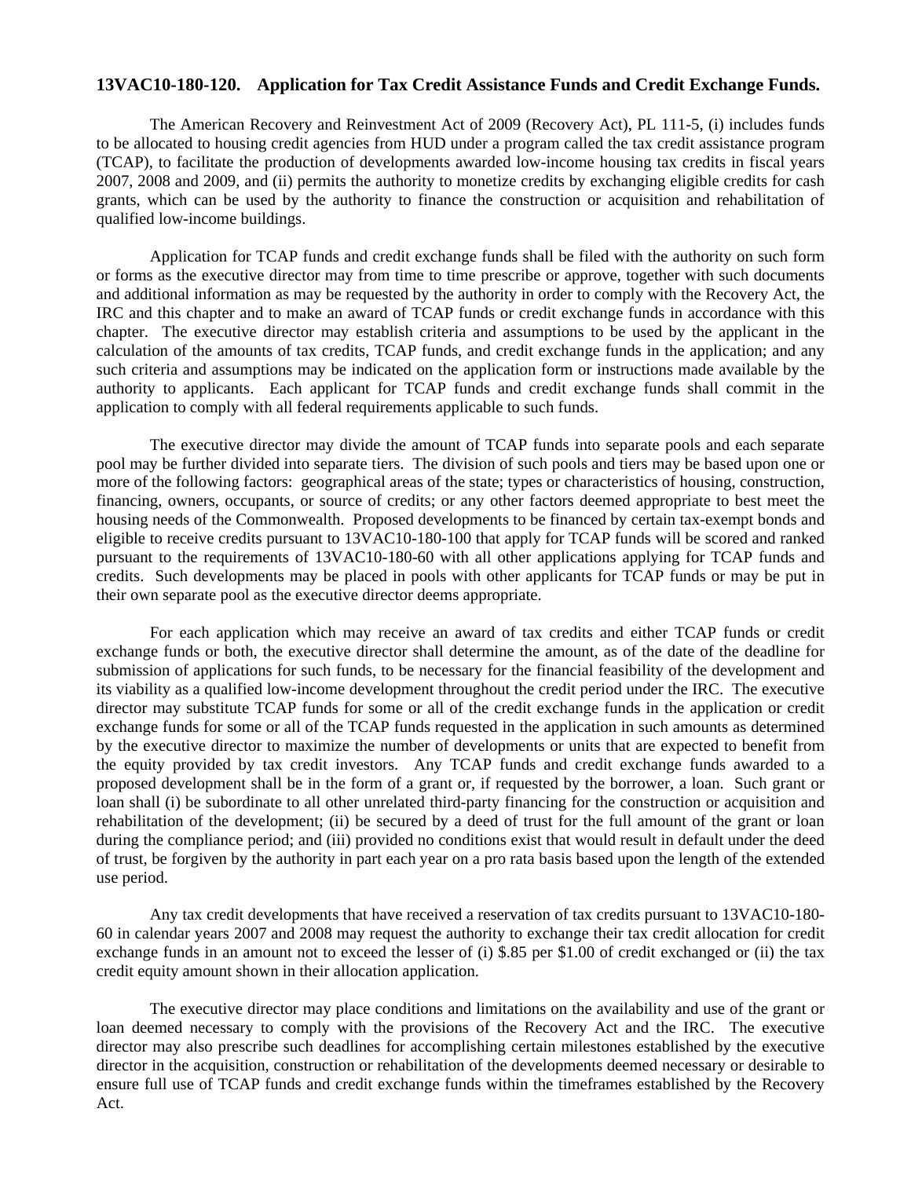**13VAC10-180-120. Application for Tax Credit Assistance Funds and Credit Exchange Funds.**

The American Recovery and Reinvestment Act of 2009 (Recovery Act), PL 111-5, (i) includes funds to be allocated to housing credit agencies from HUD under a program called the tax credit assistance program (TCAP), to facilitate the production of developments awarded low-income housing tax credits in fiscal years 2007, 2008 and 2009, and (ii) permits the authority to monetize credits by exchanging eligible credits for cash grants, which can be used by the authority to finance the construction or acquisition and rehabilitation of qualified low-income buildings.

Application for TCAP funds and credit exchange funds shall be filed with the authority on such form or forms as the executive director may from time to time prescribe or approve, together with such documents and additional information as may be requested by the authority in order to comply with the Recovery Act, the IRC and this chapter and to make an award of TCAP funds or credit exchange funds in accordance with this chapter. The executive director may establish criteria and assumptions to be used by the applicant in the calculation of the amounts of tax credits, TCAP funds, and credit exchange funds in the application; and any such criteria and assumptions may be indicated on the application form or instructions made available by the authority to applicants. Each applicant for TCAP funds and credit exchange funds shall commit in the application to comply with all federal requirements applicable to such funds.

The executive director may divide the amount of TCAP funds into separate pools and each separate pool may be further divided into separate tiers. The division of such pools and tiers may be based upon one or more of the following factors: geographical areas of the state; types or characteristics of housing, construction, financing, owners, occupants, or source of credits; or any other factors deemed appropriate to best meet the housing needs of the Commonwealth. Proposed developments to be financed by certain tax-exempt bonds and eligible to receive credits pursuant to 13VAC10-180-100 that apply for TCAP funds will be scored and ranked pursuant to the requirements of 13VAC10-180-60 with all other applications applying for TCAP funds and credits. Such developments may be placed in pools with other applicants for TCAP funds or may be put in their own separate pool as the executive director deems appropriate.

For each application which may receive an award of tax credits and either TCAP funds or credit exchange funds or both, the executive director shall determine the amount, as of the date of the deadline for submission of applications for such funds, to be necessary for the financial feasibility of the development and its viability as a qualified low-income development throughout the credit period under the IRC. The executive director may substitute TCAP funds for some or all of the credit exchange funds in the application or credit exchange funds for some or all of the TCAP funds requested in the application in such amounts as determined by the executive director to maximize the number of developments or units that are expected to benefit from the equity provided by tax credit investors. Any TCAP funds and credit exchange funds awarded to a proposed development shall be in the form of a grant or, if requested by the borrower, a loan. Such grant or loan shall (i) be subordinate to all other unrelated third-party financing for the construction or acquisition and rehabilitation of the development; (ii) be secured by a deed of trust for the full amount of the grant or loan during the compliance period; and (iii) provided no conditions exist that would result in default under the deed of trust, be forgiven by the authority in part each year on a pro rata basis based upon the length of the extended use period.

Any tax credit developments that have received a reservation of tax credits pursuant to 13VAC10-180-60 in calendar years 2007 and 2008 may request the authority to exchange their tax credit allocation for credit exchange funds in an amount not to exceed the lesser of (i) \$.85 per \$1.00 of credit exchanged or (ii) the tax credit equity amount shown in their allocation application.

The executive director may place conditions and limitations on the availability and use of the grant or loan deemed necessary to comply with the provisions of the Recovery Act and the IRC. The executive director may also prescribe such deadlines for accomplishing certain milestones established by the executive director in the acquisition, construction or rehabilitation of the developments deemed necessary or desirable to ensure full use of TCAP funds and credit exchange funds within the timeframes established by the Recovery Act.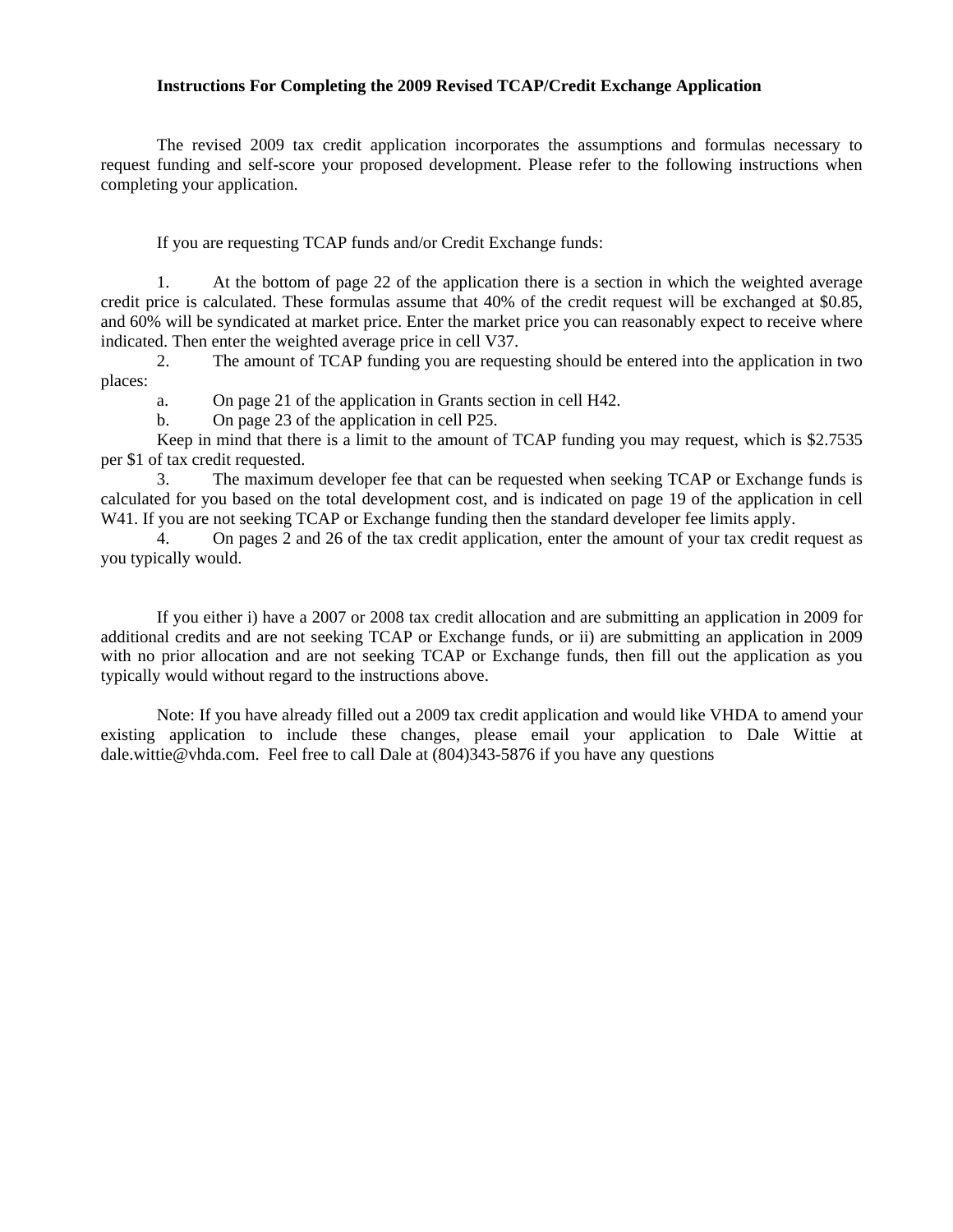**Instructions For Completing the 2009 Revised TCAP/Credit Exchange Application**

The revised 2009 tax credit application incorporates the assumptions and formulas necessary to request funding and self-score your proposed development. Please refer to the following instructions when completing your application.

If you are requesting TCAP funds and/or Credit Exchange funds:

1. At the bottom of page 22 of the application there is a section in which the weighted average credit price is calculated. These formulas assume that 40% of the credit request will be exchanged at $0.85, and 60% will be syndicated at market price. Enter the market price you can reasonably expect to receive where indicated. Then enter the weighted average price in cell V37.
2. The amount of TCAP funding you are requesting should be entered into the application in two places:
   a. On page 21 of the application in Grants section in cell H42.
   b. On page 23 of the application in cell P25.

   Keep in mind that there is a limit to the amount of TCAP funding you may request, which is $2.7535 per $1 of tax credit requested.
3. The maximum developer fee that can be requested when seeking TCAP or Exchange funds is calculated for you based on the total development cost, and is indicated on page 19 of the application in cell W41. If you are not seeking TCAP or Exchange funding then the standard developer fee limits apply.
4. On pages 2 and 26 of the tax credit application, enter the amount of your tax credit request as you typically would.

If you either i) have a 2007 or 2008 tax credit allocation and are submitting an application in 2009 for additional credits and are not seeking TCAP or Exchange funds, or ii) are submitting an application in 2009 with no prior allocation and are not seeking TCAP or Exchange funds, then fill out the application as you typically would without regard to the instructions above.

Note: If you have already filled out a 2009 tax credit application and would like VHDA to amend your existing application to include these changes, please email your application to Dale Wittie at dale.wittie@vhda.com. Feel free to call Dale at (804)343-5876 if you have any questions